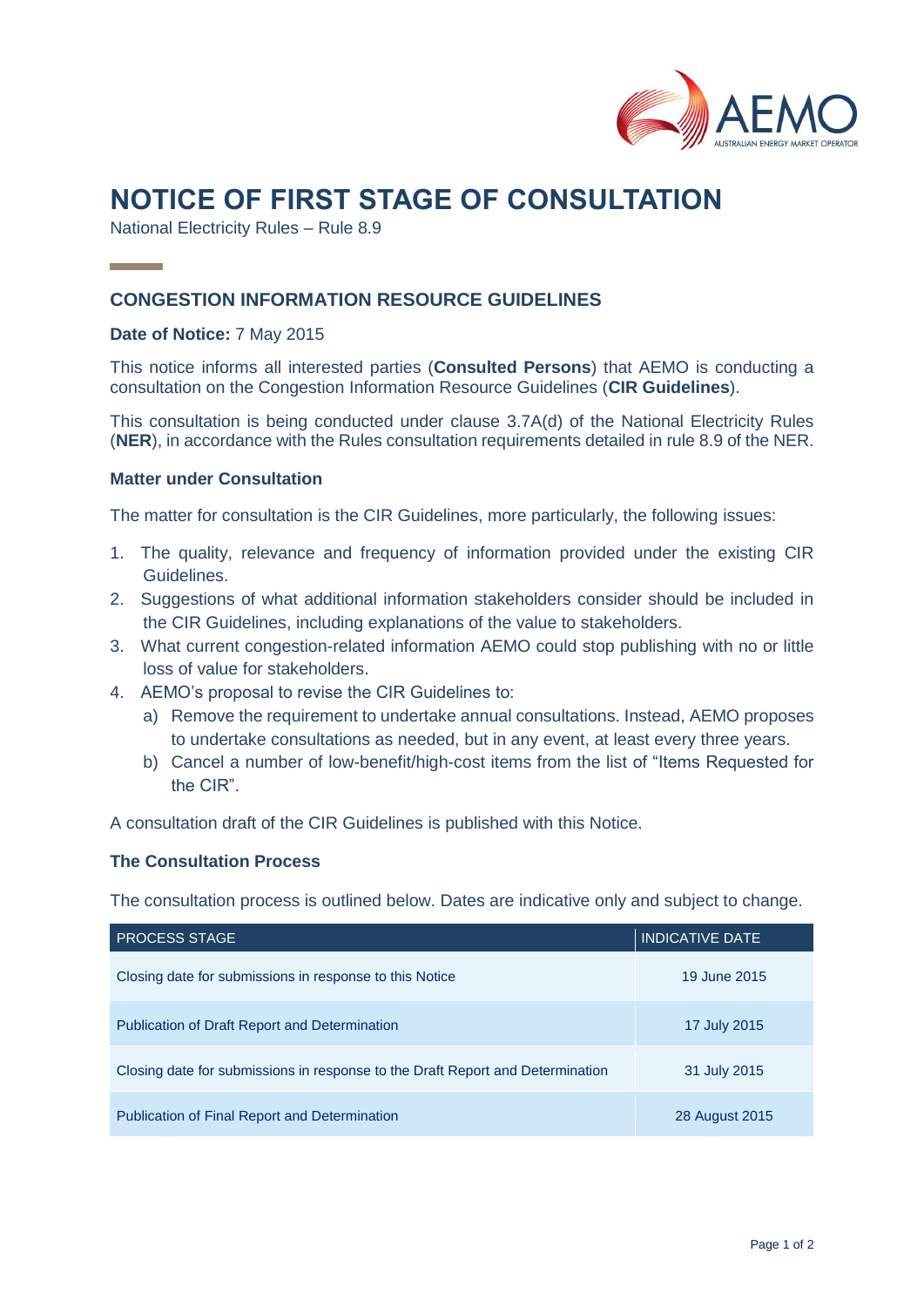# NOTICE OF FIRST STAGE OF CONSULTATION

National Electricity Rules – Rule 8.9

## CONGESTION INFORMATION RESOURCE GUIDELINES

**Date of Notice:** 7 May 2015

This notice informs all interested parties (**Consulted Persons**) that AEMO is conducting a consultation on the Congestion Information Resource Guidelines (**CIR Guidelines**).

This consultation is being conducted under clause 3.7A(d) of the National Electricity Rules (**NER**), in accordance with the Rules consultation requirements detailed in rule 8.9 of the NER.

### Matter under Consultation

The matter for consultation is the CIR Guidelines, more particularly, the following issues:

1. The quality, relevance and frequency of information provided under the existing CIR Guidelines.
2. Suggestions of what additional information stakeholders consider should be included in the CIR Guidelines, including explanations of the value to stakeholders.
3. What current congestion-related information AEMO could stop publishing with no or little loss of value for stakeholders.
4. AEMO's proposal to revise the CIR Guidelines to:
   a) Remove the requirement to undertake annual consultations. Instead, AEMO proposes to undertake consultations as needed, but in any event, at least every three years.
   b) Cancel a number of low-benefit/high-cost items from the list of "Items Requested for the CIR".

A consultation draft of the CIR Guidelines is published with this Notice.

### The Consultation Process

The consultation process is outlined below. Dates are indicative only and subject to change.

| PROCESS STAGE | INDICATIVE DATE |
| --- | --- |
| Closing date for submissions in response to this Notice | 19 June 2015 |
| Publication of Draft Report and Determination | 17 July 2015 |
| Closing date for submissions in response to the Draft Report and Determination | 31 July 2015 |
| Publication of Final Report and Determination | 28 August 2015 |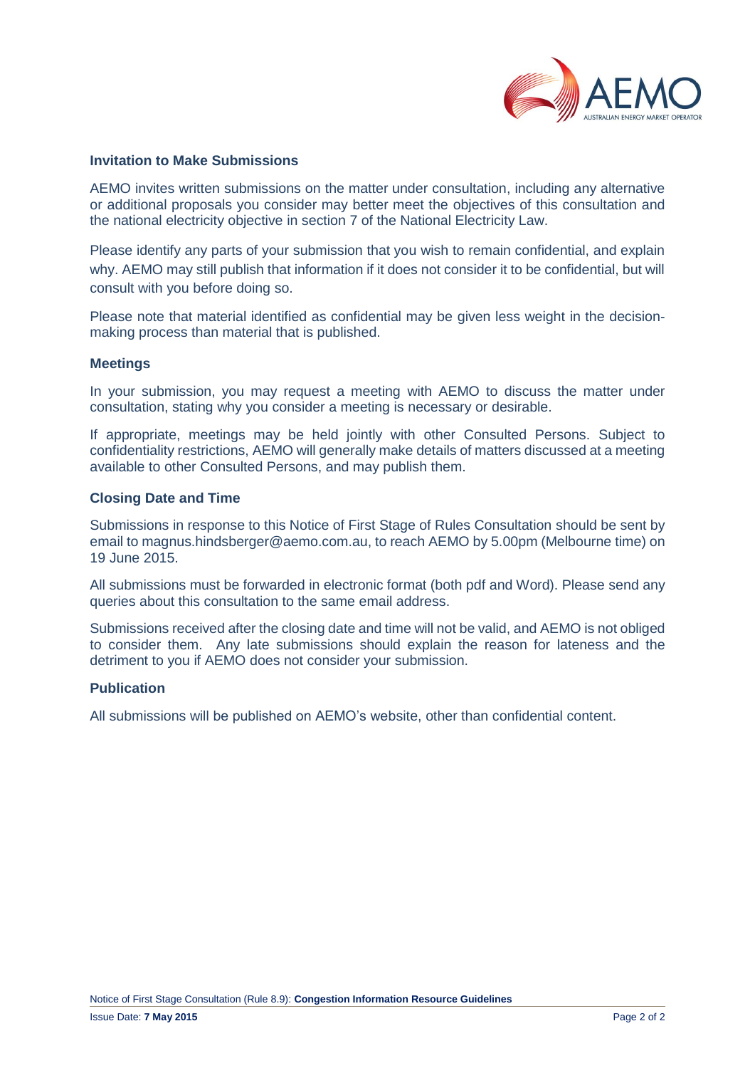## Invitation to Make Submissions

AEMO invites written submissions on the matter under consultation, including any alternative or additional proposals you consider may better meet the objectives of this consultation and the national electricity objective in section 7 of the National Electricity Law.

Please identify any parts of your submission that you wish to remain confidential, and explain why. AEMO may still publish that information if it does not consider it to be confidential, but will consult with you before doing so.

Please note that material identified as confidential may be given less weight in the decision-making process than material that is published.

## Meetings

In your submission, you may request a meeting with AEMO to discuss the matter under consultation, stating why you consider a meeting is necessary or desirable.

If appropriate, meetings may be held jointly with other Consulted Persons. Subject to confidentiality restrictions, AEMO will generally make details of matters discussed at a meeting available to other Consulted Persons, and may publish them.

## Closing Date and Time

Submissions in response to this Notice of First Stage of Rules Consultation should be sent by email to magnus.hindsberger@aemo.com.au, to reach AEMO by 5.00pm (Melbourne time) on 19 June 2015.

All submissions must be forwarded in electronic format (both pdf and Word). Please send any queries about this consultation to the same email address.

Submissions received after the closing date and time will not be valid, and AEMO is not obliged to consider them. Any late submissions should explain the reason for lateness and the detriment to you if AEMO does not consider your submission.

## Publication

All submissions will be published on AEMO's website, other than confidential content.